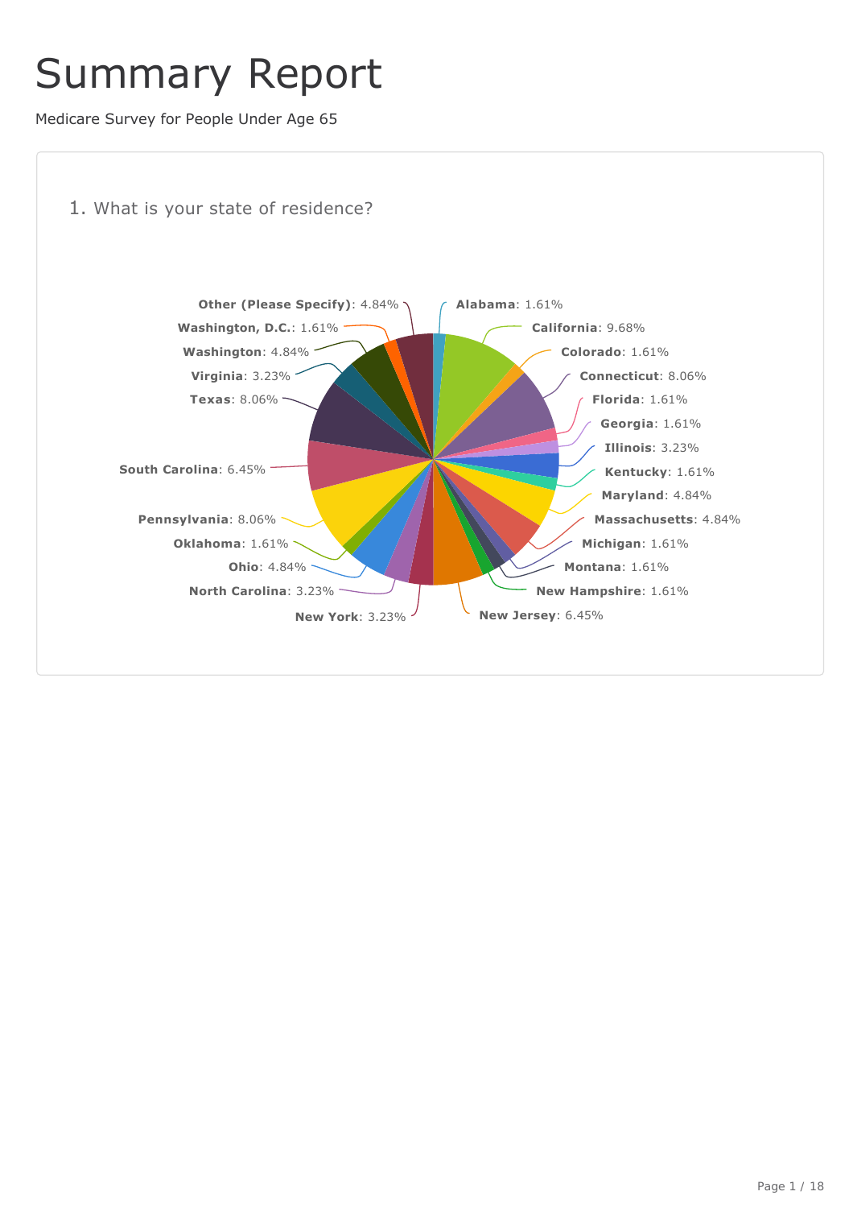# Summary Report

Medicare Survey for People Under Age 65

## 1. What is your state of residence?

**Alabama**: 1.61%
**California**: 9.68%
**Colorado**: 1.61%
**Connecticut**: 8.06%
**Florida**: 1.61%
**Georgia**: 1.61%
**Illinois**: 3.23%
**Kentucky**: 1.61%
**Maryland**: 4.84%
**Massachusetts**: 4.84%
**Michigan**: 1.61%
**Montana**: 1.61%
**New Hampshire**: 1.61%
**New Jersey**: 6.45%
**New York**: 3.23%
**North Carolina**: 3.23%
**Ohio**: 4.84%
**Oklahoma**: 1.61%
**Pennsylvania**: 8.06%
**South Carolina**: 6.45%
**Texas**: 8.06%
**Virginia**: 3.23%
**Washington**: 4.84%
**Washington, D.C.**: 1.61%
**Other (Please Specify)**: 4.84%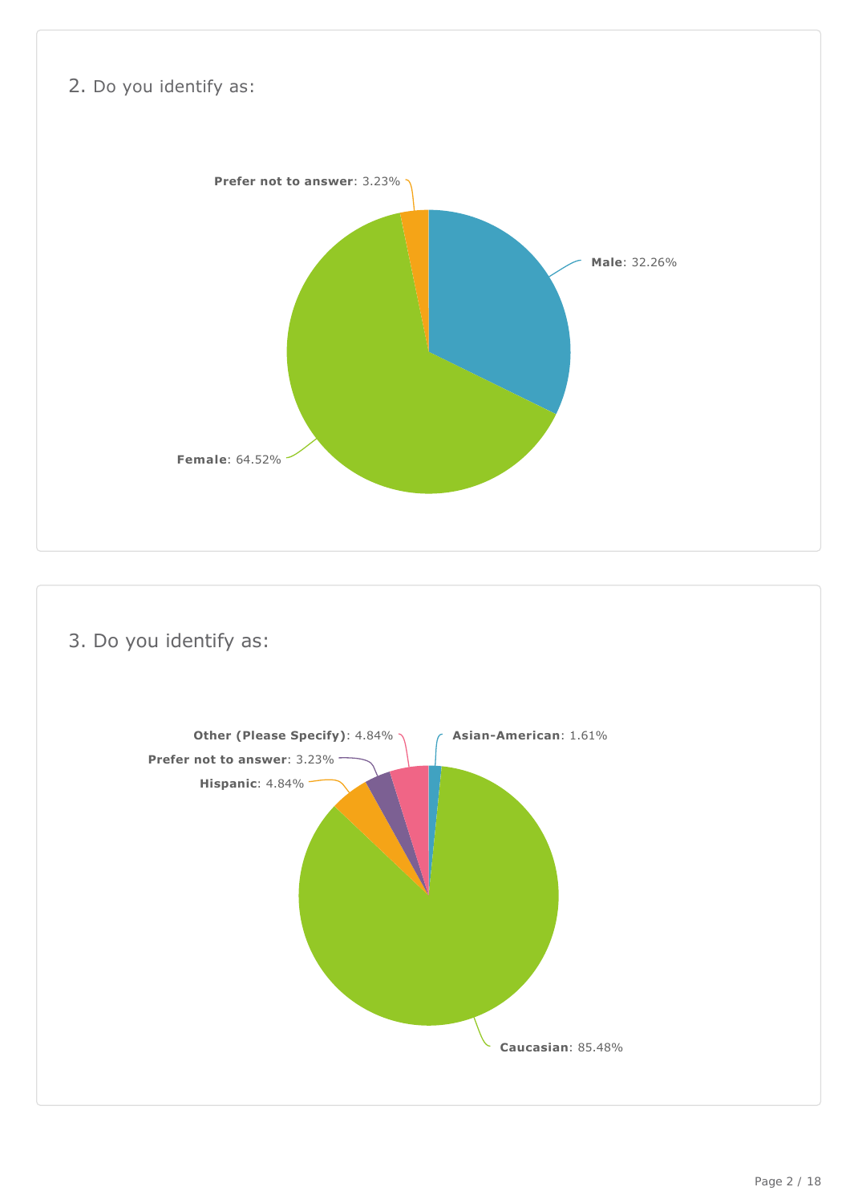## 2. Do you identify as:

**Prefer not to answer**: 3.23%

**Male**: 32.26%

**Female**: 64.52%

## 3. Do you identify as:

**Other (Please Specify)**: 4.84%

**Asian-American**: 1.61%

**Prefer not to answer**: 3.23%

**Hispanic**: 4.84%

**Caucasian**: 85.48%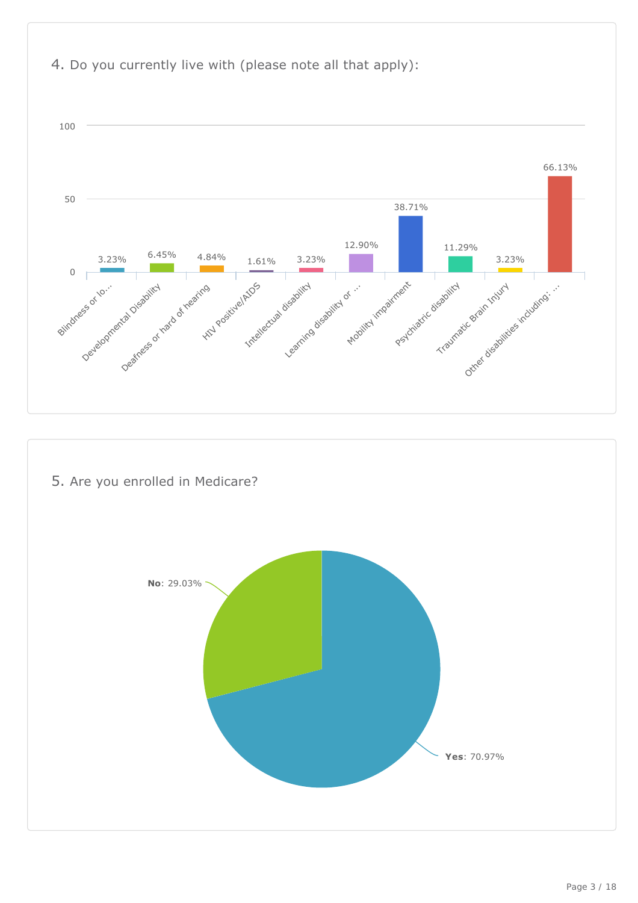## 4. Do you currently live with (please note all that apply):

| Response | Percentage |
| --- | --- |
| Blindness or lo... | 3.23% |
| Developmental Disability | 6.45% |
| Deafness or hard of hearing | 4.84% |
| HIV Positive/AIDS | 1.61% |
| Intellectual disability | 3.23% |
| Learning disability or ... | 12.90% |
| Mobility impairment | 38.71% |
| Psychiatric disability | 11.29% |
| Traumatic Brain Injury | 3.23% |
| Other disabilities including: ... | 66.13% |

## 5. Are you enrolled in Medicare?

| Response | Percentage |
| --- | --- |
| **Yes** | 70.97% |
| **No** | 29.03% |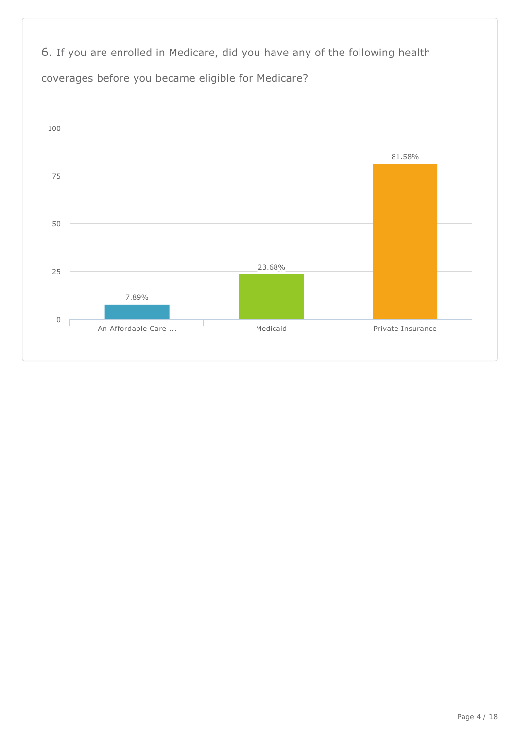6. If you are enrolled in Medicare, did you have any of the following health coverages before you became eligible for Medicare?

| Coverage | Percentage |
| --- | --- |
| An Affordable Care ... | 7.89% |
| Medicaid | 23.68% |
| Private Insurance | 81.58% |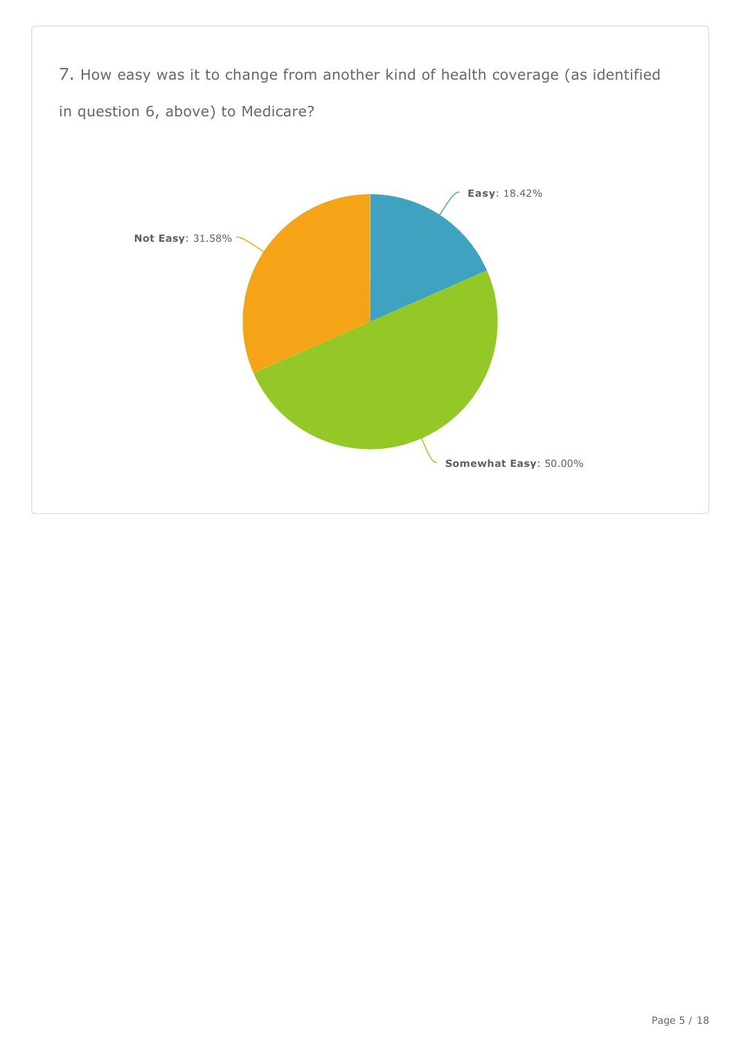7. How easy was it to change from another kind of health coverage (as identified in question 6, above) to Medicare?

**Easy**: 18.42%

**Not Easy**: 31.58%

**Somewhat Easy**: 50.00%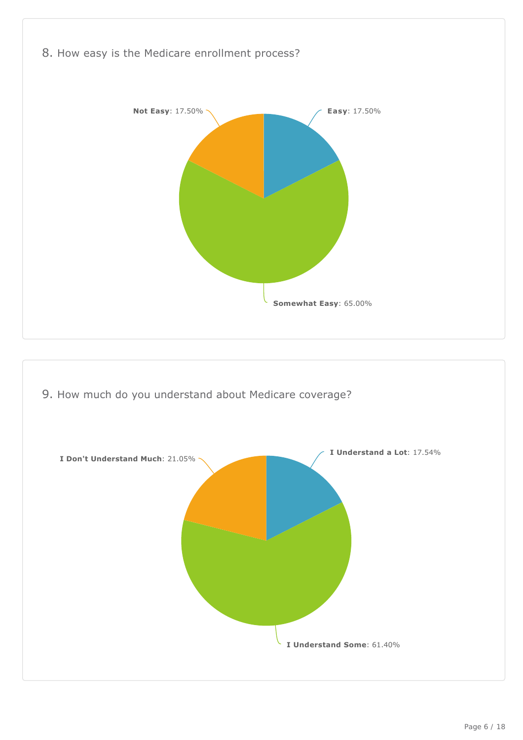## 8. How easy is the Medicare enrollment process?

**Not Easy**: 17.50%

**Easy**: 17.50%

**Somewhat Easy**: 65.00%

## 9. How much do you understand about Medicare coverage?

**I Don't Understand Much**: 21.05%

**I Understand a Lot**: 17.54%

**I Understand Some**: 61.40%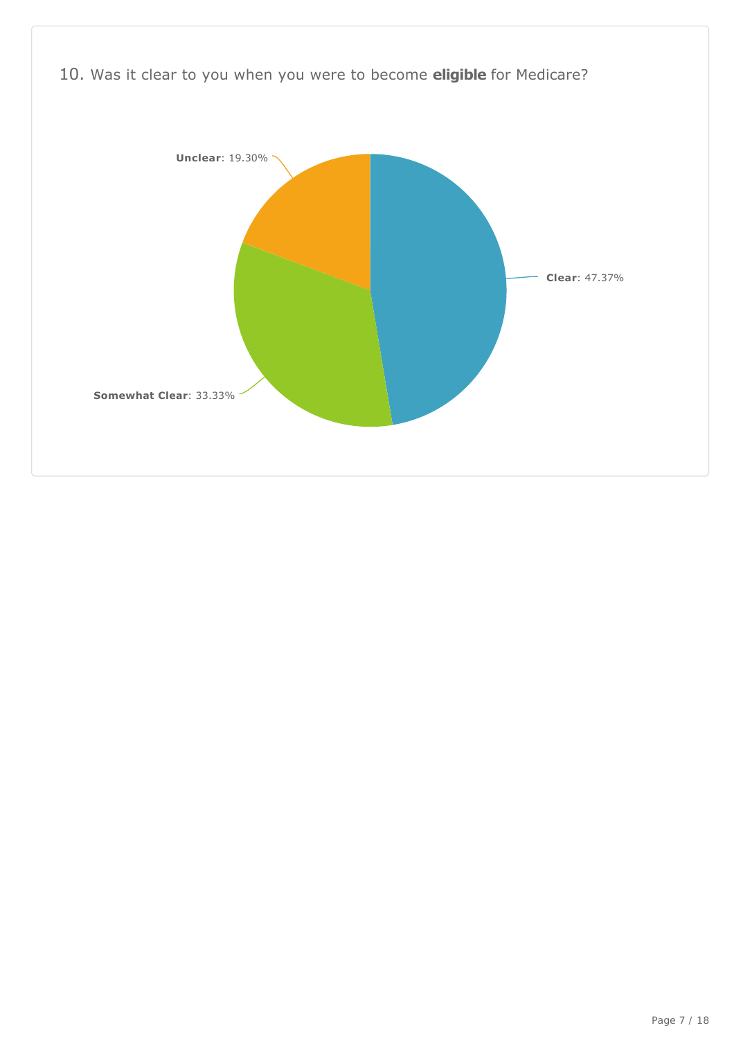10. Was it clear to you when you were to become **eligible** for Medicare?

**Unclear**: 19.30%

**Clear**: 47.37%

**Somewhat Clear**: 33.33%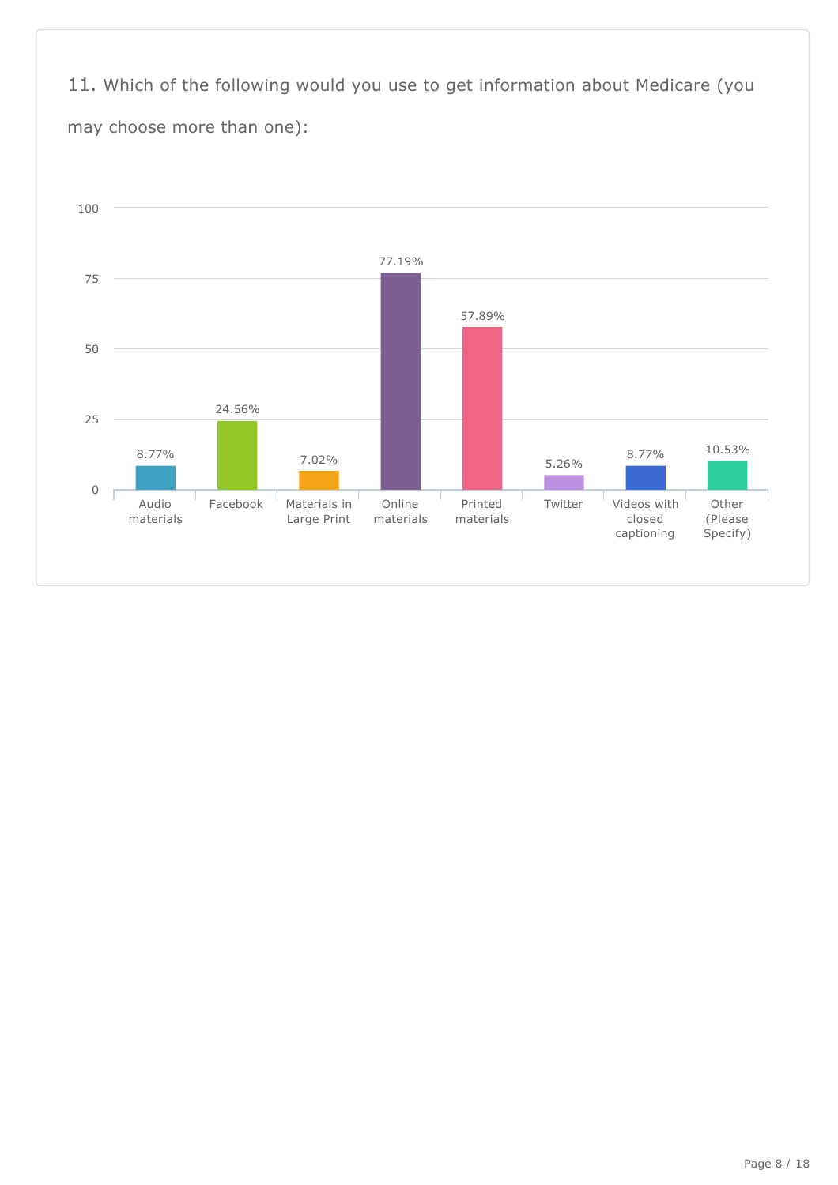11. Which of the following would you use to get information about Medicare (you may choose more than one):

| Option | Percentage |
|---|---|
| Audio materials | 8.77% |
| Facebook | 24.56% |
| Materials in Large Print | 7.02% |
| Online materials | 77.19% |
| Printed materials | 57.89% |
| Twitter | 5.26% |
| Videos with closed captioning | 8.77% |
| Other (Please Specify) | 10.53% |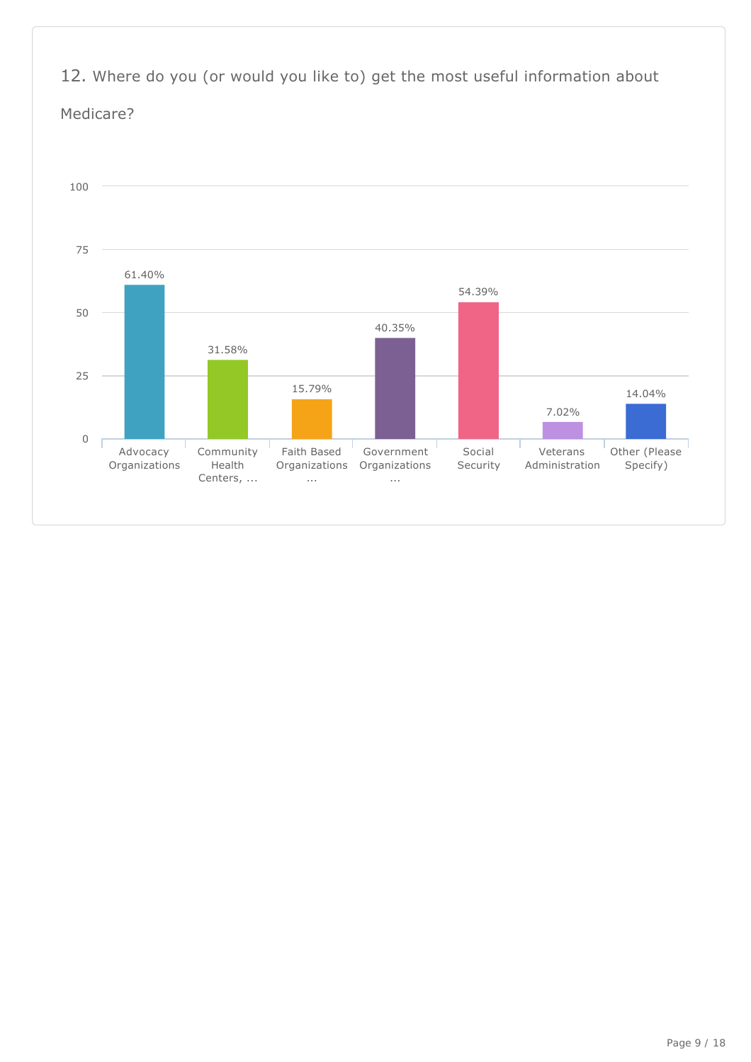## 12. Where do you (or would you like to) get the most useful information about Medicare?

| Answer | Percentage |
|---|---|
| Advocacy Organizations | 61.40% |
| Community Health Centers, ... | 31.58% |
| Faith Based Organizations ... | 15.79% |
| Government Organizations ... | 40.35% |
| Social Security | 54.39% |
| Veterans Administration | 7.02% |
| Other (Please Specify) | 14.04% |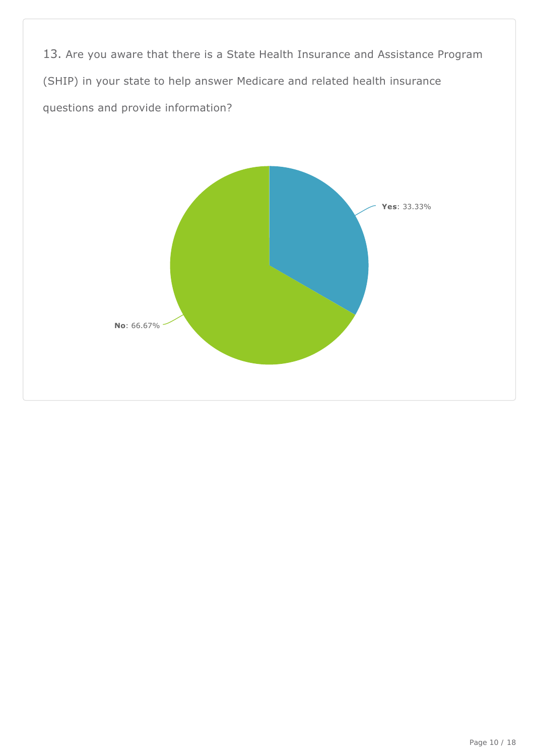13. Are you aware that there is a State Health Insurance and Assistance Program (SHIP) in your state to help answer Medicare and related health insurance questions and provide information?

**Yes**: 33.33%

**No**: 66.67%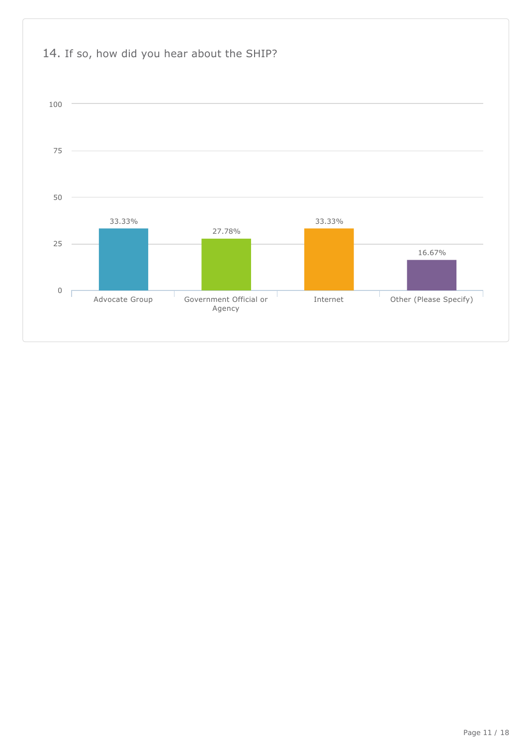## 14. If so, how did you hear about the SHIP?

| Answer | Percentage |
| --- | --- |
| Advocate Group | 33.33% |
| Government Official or Agency | 27.78% |
| Internet | 33.33% |
| Other (Please Specify) | 16.67% |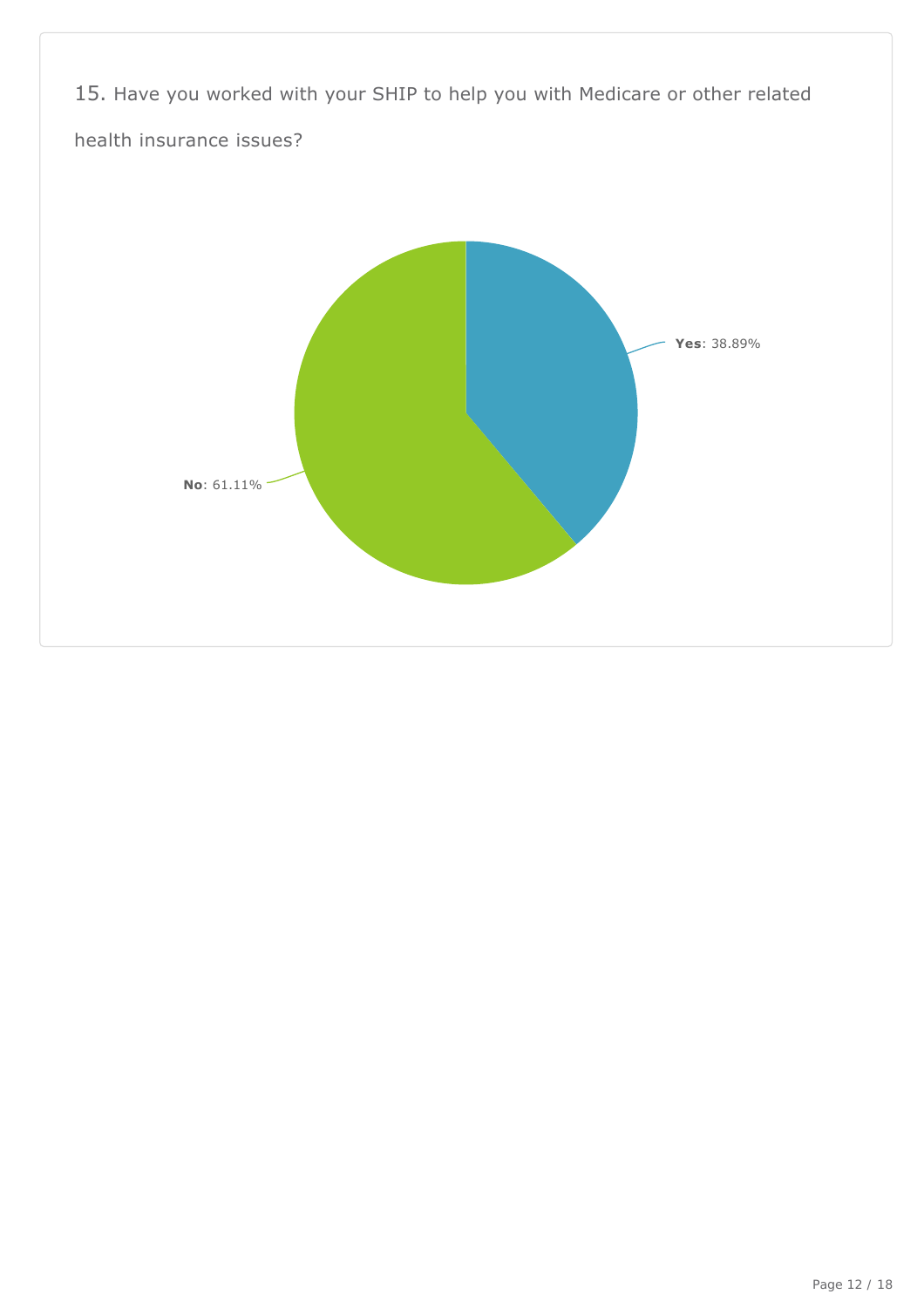15. Have you worked with your SHIP to help you with Medicare or other related health insurance issues?

**Yes**: 38.89%

**No**: 61.11%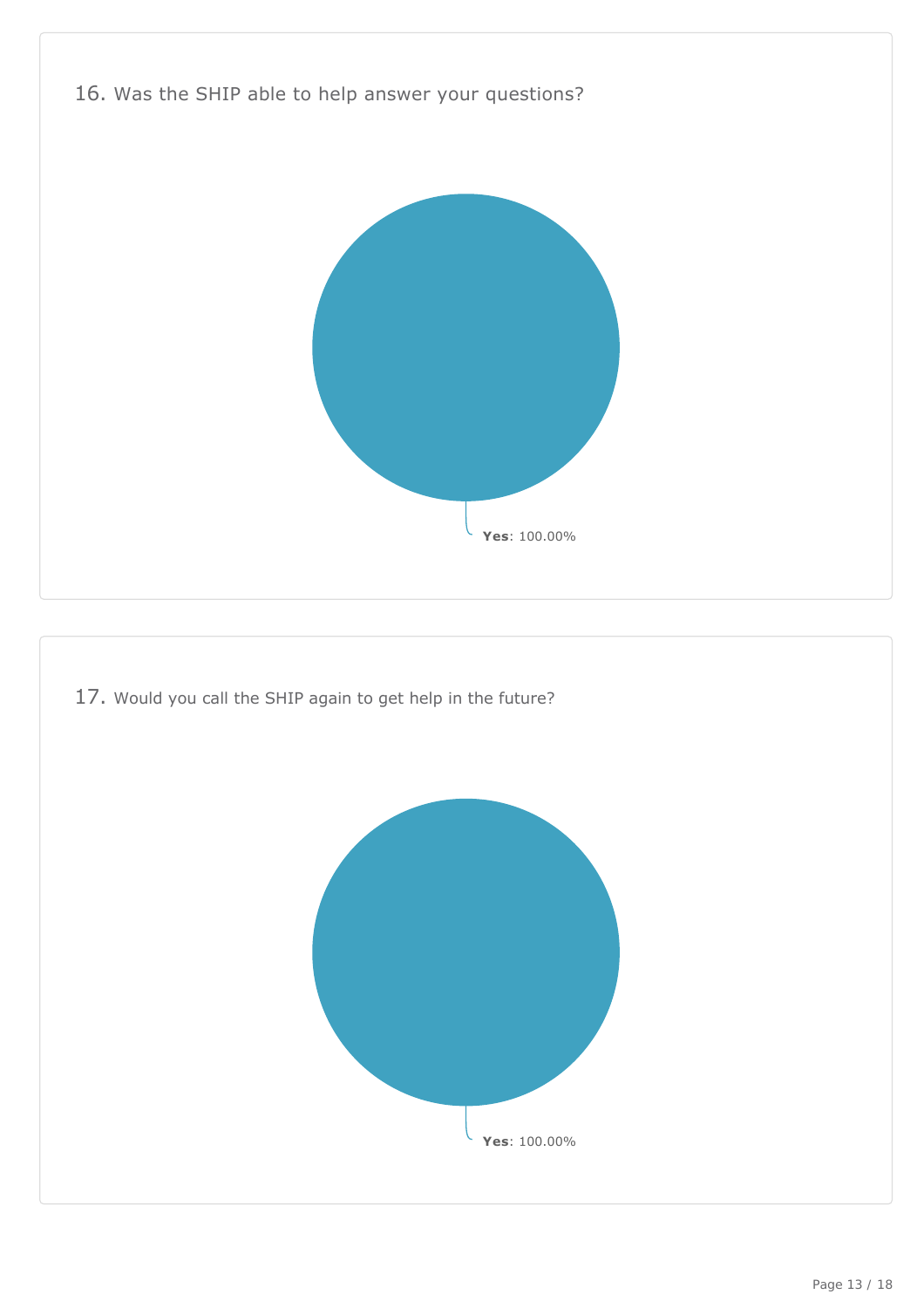16. Was the SHIP able to help answer your questions?

**Yes**: 100.00%

17. Would you call the SHIP again to get help in the future?

**Yes**: 100.00%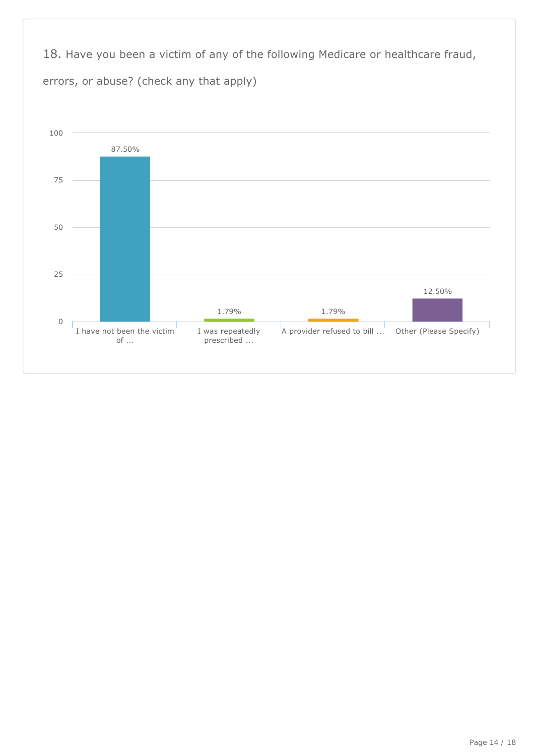18. Have you been a victim of any of the following Medicare or healthcare fraud, errors, or abuse? (check any that apply)

| Answer Choice | Percentage |
| --- | --- |
| I have not been the victim of ... | 87.50% |
| I was repeatedly prescribed ... | 1.79% |
| A provider refused to bill ... | 1.79% |
| Other (Please Specify) | 12.50% |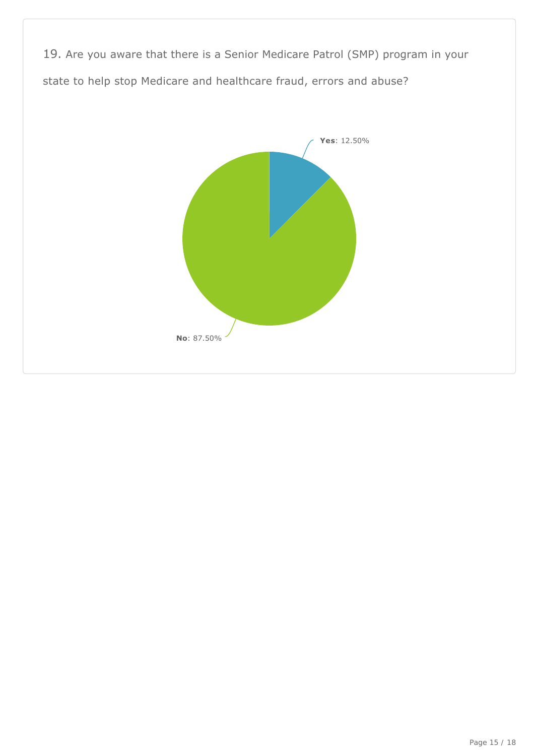19. Are you aware that there is a Senior Medicare Patrol (SMP) program in your state to help stop Medicare and healthcare fraud, errors and abuse?

**Yes**: 12.50%

**No**: 87.50%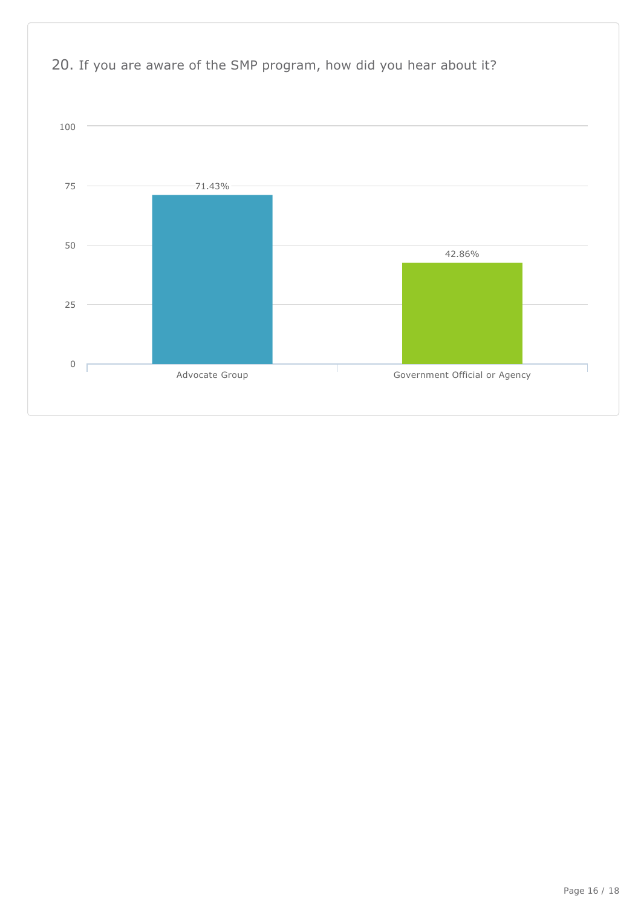## 20. If you are aware of the SMP program, how did you hear about it?

| Answer | Percentage |
| --- | --- |
| Advocate Group | 71.43% |
| Government Official or Agency | 42.86% |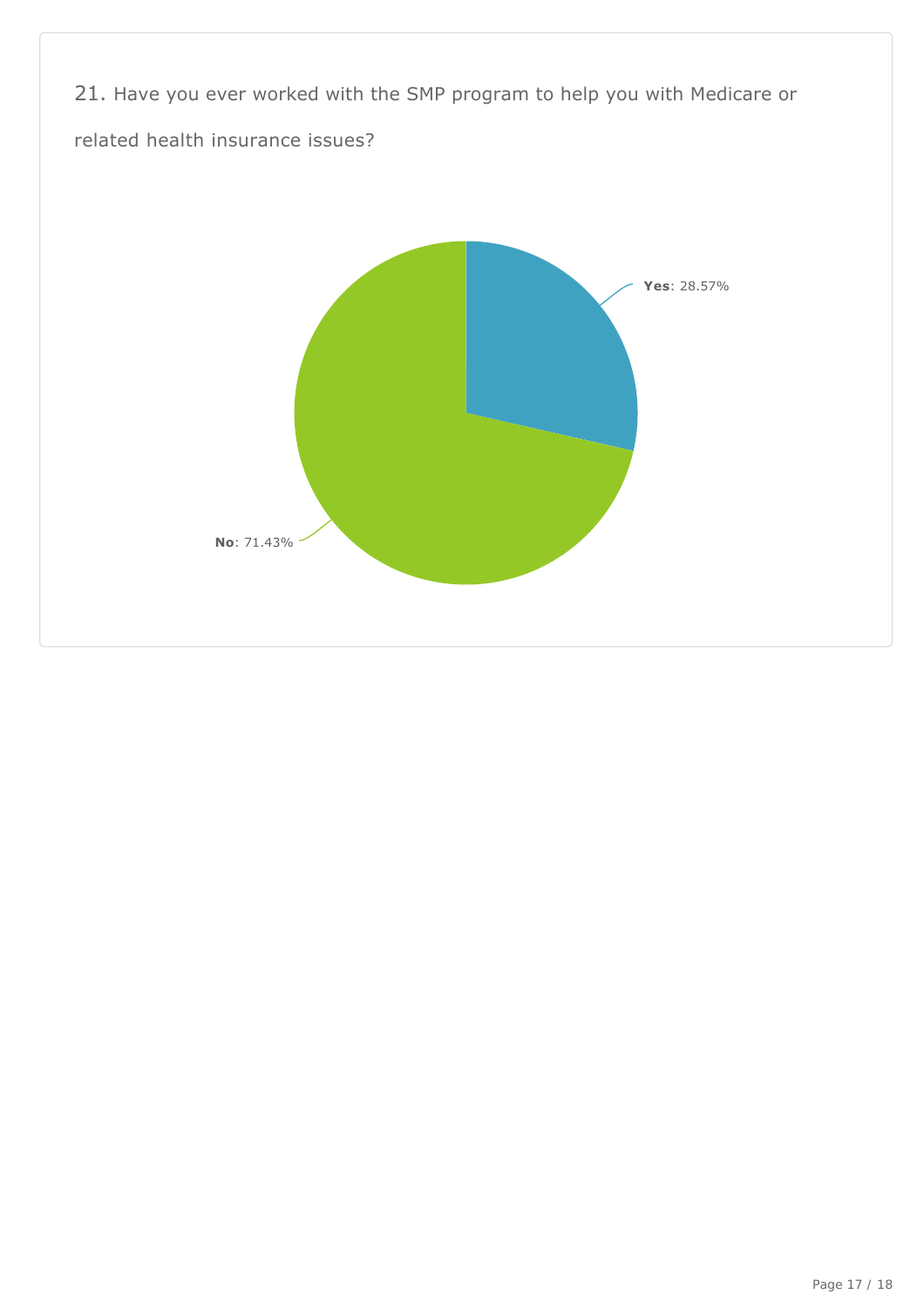21. Have you ever worked with the SMP program to help you with Medicare or related health insurance issues?

**Yes**: 28.57%

**No**: 71.43%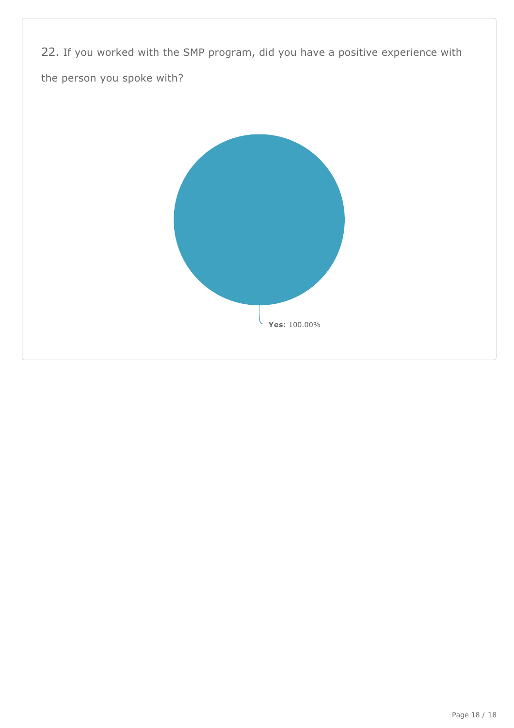22. If you worked with the SMP program, did you have a positive experience with the person you spoke with?

**Yes**: 100.00%